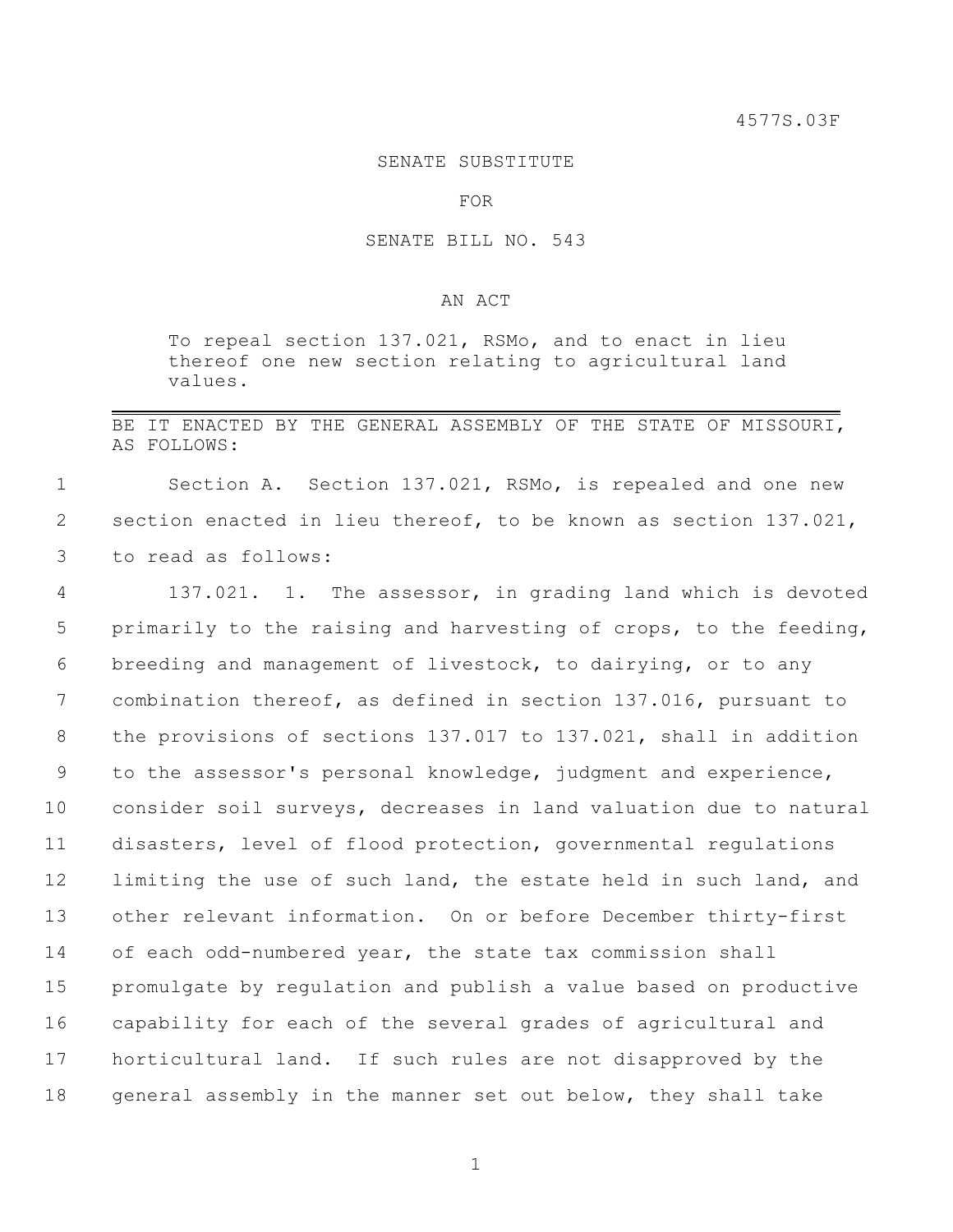4577S.03F

SENATE SUBSTITUTE

FOR

SENATE BILL NO. 543

AN ACT

To repeal section 137.021, RSMo, and to enact in lieu thereof one new section relating to agricultural land values.

---

BE IT ENACTED BY THE GENERAL ASSEMBLY OF THE STATE OF MISSOURI, AS FOLLOWS:

Section A. Section 137.021, RSMo, is repealed and one new section enacted in lieu thereof, to be known as section 137.021, to read as follows:

137.021. 1. The assessor, in grading land which is devoted primarily to the raising and harvesting of crops, to the feeding, breeding and management of livestock, to dairying, or to any combination thereof, as defined in section 137.016, pursuant to the provisions of sections 137.017 to 137.021, shall in addition to the assessor's personal knowledge, judgment and experience, consider soil surveys, decreases in land valuation due to natural disasters, level of flood protection, governmental regulations limiting the use of such land, the estate held in such land, and other relevant information. On or before December thirty-first of each odd-numbered year, the state tax commission shall promulgate by regulation and publish a value based on productive capability for each of the several grades of agricultural and horticultural land. If such rules are not disapproved by the general assembly in the manner set out below, they shall take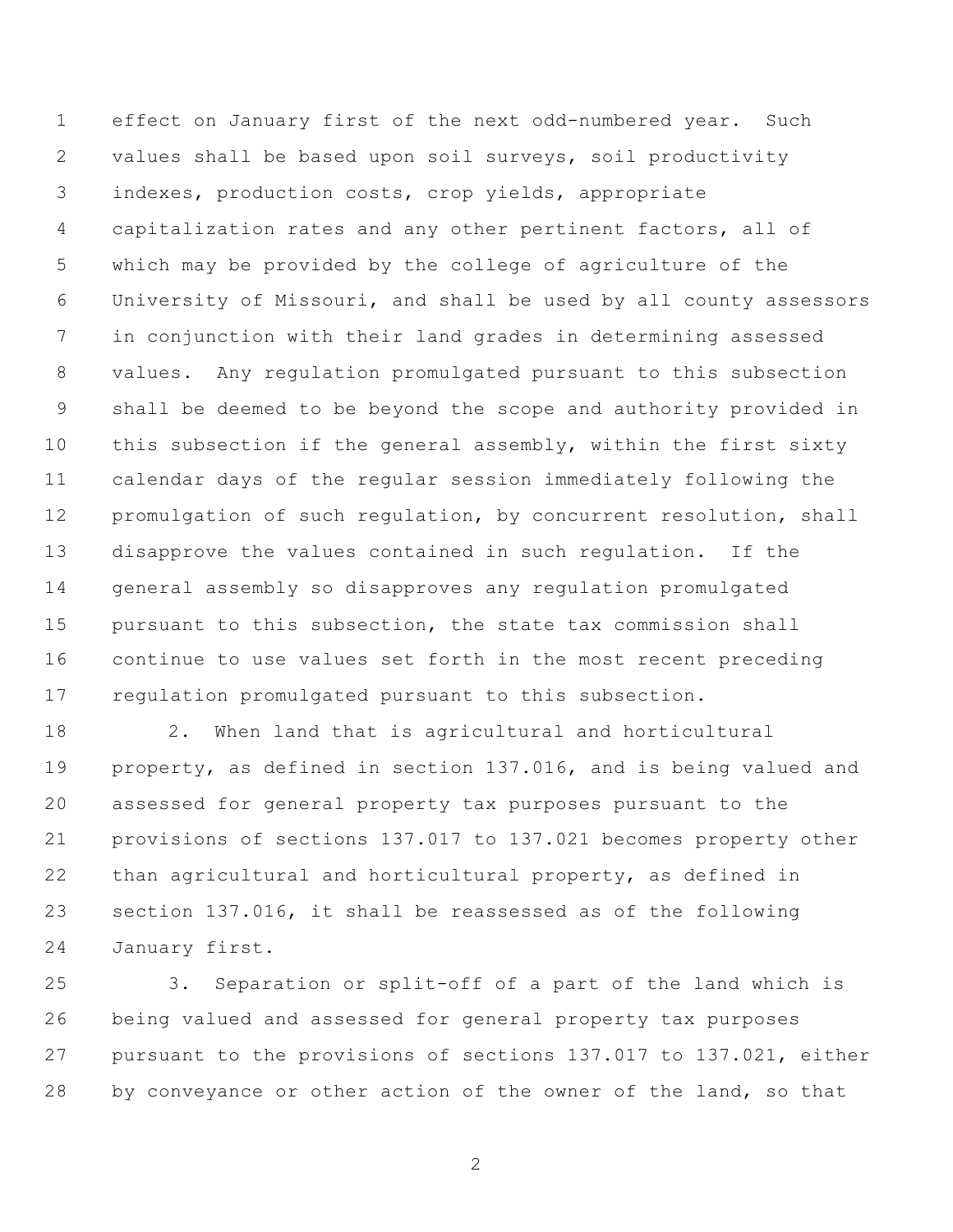effect on January first of the next odd-numbered year. Such values shall be based upon soil surveys, soil productivity indexes, production costs, crop yields, appropriate capitalization rates and any other pertinent factors, all of which may be provided by the college of agriculture of the University of Missouri, and shall be used by all county assessors in conjunction with their land grades in determining assessed values. Any regulation promulgated pursuant to this subsection shall be deemed to be beyond the scope and authority provided in this subsection if the general assembly, within the first sixty calendar days of the regular session immediately following the promulgation of such regulation, by concurrent resolution, shall disapprove the values contained in such regulation. If the general assembly so disapproves any regulation promulgated pursuant to this subsection, the state tax commission shall continue to use values set forth in the most recent preceding regulation promulgated pursuant to this subsection.

2. When land that is agricultural and horticultural property, as defined in section 137.016, and is being valued and assessed for general property tax purposes pursuant to the provisions of sections 137.017 to 137.021 becomes property other than agricultural and horticultural property, as defined in section 137.016, it shall be reassessed as of the following January first.

3. Separation or split-off of a part of the land which is being valued and assessed for general property tax purposes pursuant to the provisions of sections 137.017 to 137.021, either by conveyance or other action of the owner of the land, so that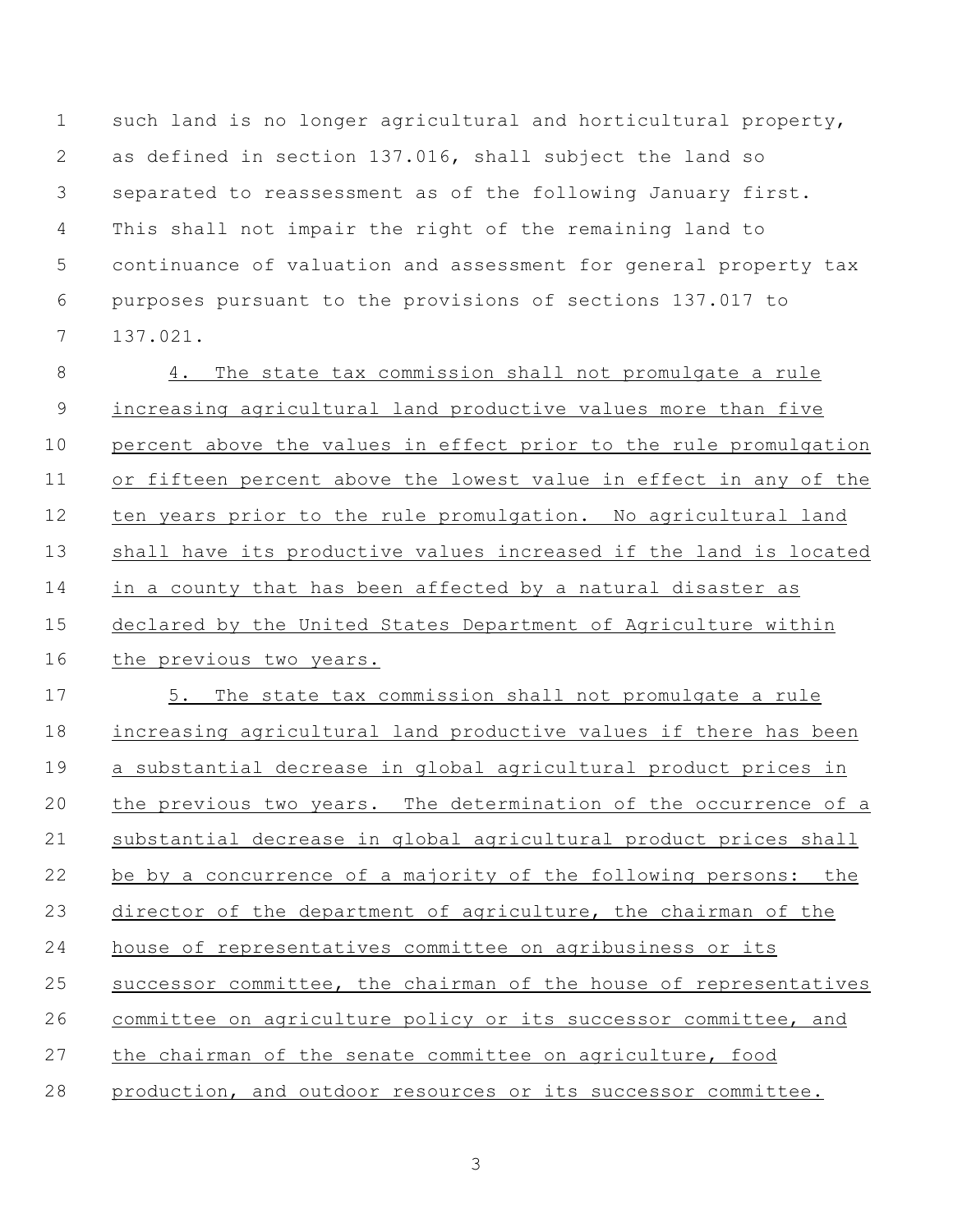such land is no longer agricultural and horticultural property, as defined in section 137.016, shall subject the land so separated to reassessment as of the following January first. This shall not impair the right of the remaining land to continuance of valuation and assessment for general property tax purposes pursuant to the provisions of sections 137.017 to 137.021.

<u>4. The state tax commission shall not promulgate a rule increasing agricultural land productive values more than five percent above the values in effect prior to the rule promulgation or fifteen percent above the lowest value in effect in any of the ten years prior to the rule promulgation. No agricultural land shall have its productive values increased if the land is located in a county that has been affected by a natural disaster as declared by the United States Department of Agriculture within the previous two years.</u>

<u>5. The state tax commission shall not promulgate a rule increasing agricultural land productive values if there has been a substantial decrease in global agricultural product prices in the previous two years. The determination of the occurrence of a substantial decrease in global agricultural product prices shall be by a concurrence of a majority of the following persons: the director of the department of agriculture, the chairman of the house of representatives committee on agribusiness or its successor committee, the chairman of the house of representatives committee on agriculture policy or its successor committee, and the chairman of the senate committee on agriculture, food production, and outdoor resources or its successor committee.</u>